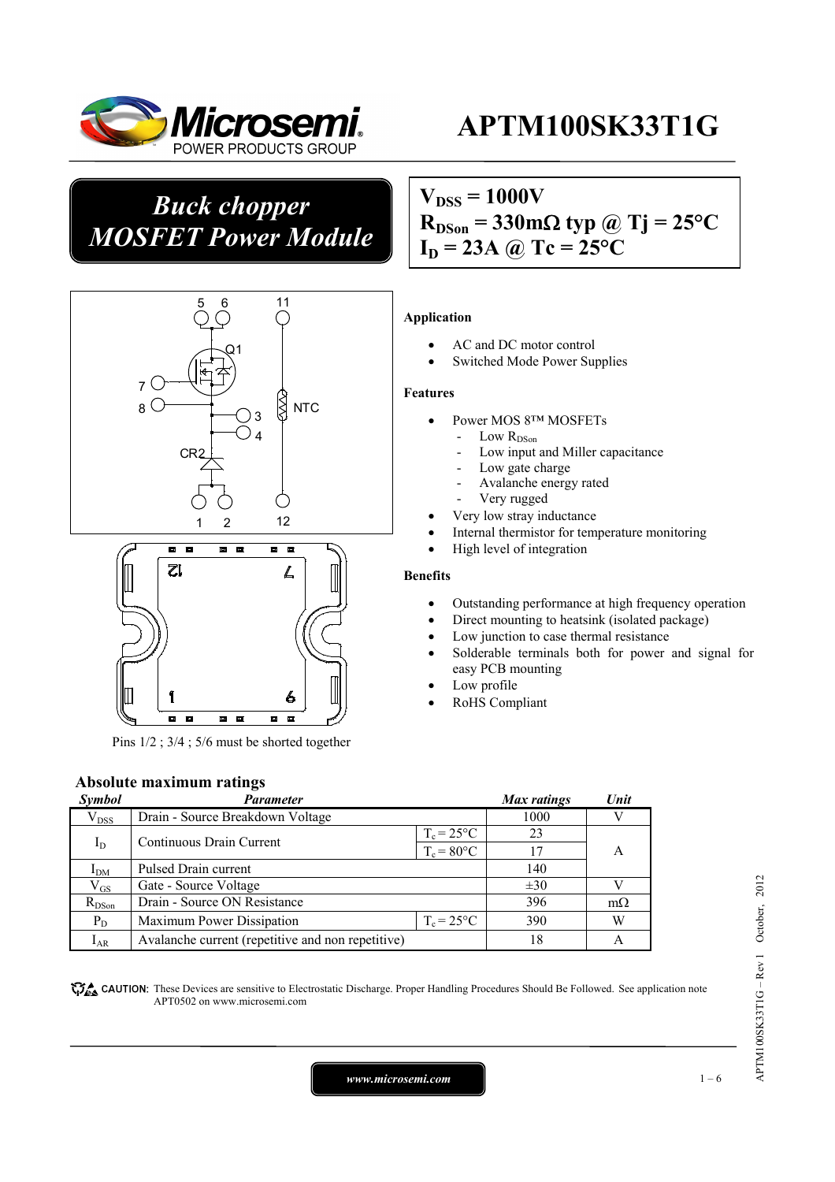# APTM100SK33T1G

## Buck chopper MOSFET Power Module

$V_{DSS} = 1000V$
$R_{DSon} = 330m\Omega$ typ @ Tj = 25°C
$I_D = 23A$ @ Tc = 25°C

Pins 1/2 ; 3/4 ; 5/6 must be shorted together

### Application

- AC and DC motor control
- Switched Mode Power Supplies

### Features

- Power MOS 8™ MOSFETs
  - Low $R_{DSon}$
  - Low input and Miller capacitance
  - Low gate charge
  - Avalanche energy rated
  - Very rugged
- Very low stray inductance
- Internal thermistor for temperature monitoring
- High level of integration

### Benefits

- Outstanding performance at high frequency operation
- Direct mounting to heatsink (isolated package)
- Low junction to case thermal resistance
- Solderable terminals both for power and signal for easy PCB mounting
- Low profile
- RoHS Compliant

### Absolute maximum ratings

| Symbol | Parameter | | Max ratings | Unit |
|---|---|---|---|---|
| $V_{DSS}$ | Drain - Source Breakdown Voltage | | 1000 | V |
| $I_D$ | Continuous Drain Current | $T_c = 25°C$ | 23 | A |
| | | $T_c = 80°C$ | 17 | |
| $I_{DM}$ | Pulsed Drain current | | 140 | |
| $V_{GS}$ | Gate - Source Voltage | | ±30 | V |
| $R_{DSon}$ | Drain - Source ON Resistance | | 396 | mΩ |
| $P_D$ | Maximum Power Dissipation | $T_c = 25°C$ | 390 | W |
| $I_{AR}$ | Avalanche current (repetitive and non repetitive) | | 18 | A |

**CAUTION:** These Devices are sensitive to Electrostatic Discharge. Proper Handling Procedures Should Be Followed. See application note APT0502 on www.microsemi.com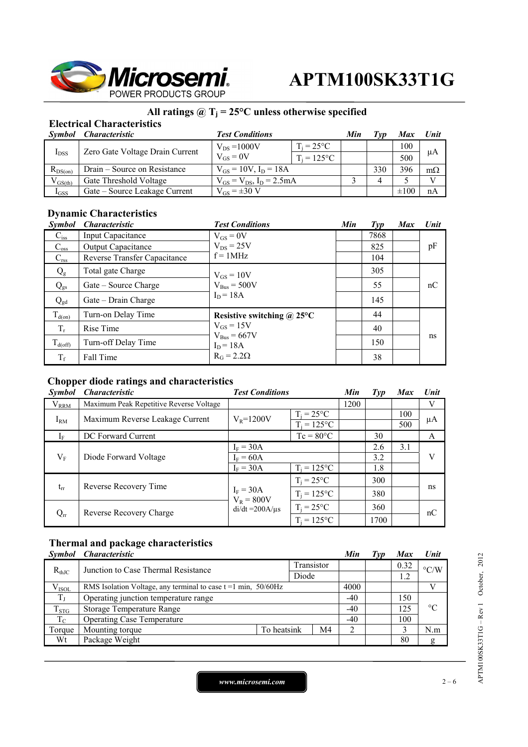# APTM100SK33T1G

**All ratings @ $T_j$ = 25°C unless otherwise specified**

## Electrical Characteristics

| Symbol | Characteristic | Test Conditions | | Min | Typ | Max | Unit |
|---|---|---|---|---|---|---|---|
| $I_{DSS}$ | Zero Gate Voltage Drain Current | $V_{DS}$ =1000V $V_{GS}$ = 0V | $T_j$ = 25°C | | | 100 | µA |
| | | | $T_j$ = 125°C | | | 500 | |
| $R_{DS(on)}$ | Drain – Source on Resistance | $V_{GS}$ = 10V, $I_D$ = 18A | | | 330 | 396 | mΩ |
| $V_{GS(th)}$ | Gate Threshold Voltage | $V_{GS}$ = $V_{DS}$, $I_D$ = 2.5mA | | 3 | 4 | 5 | V |
| $I_{GSS}$ | Gate – Source Leakage Current | $V_{GS}$ = ±30 V | | | | ±100 | nA |

## Dynamic Characteristics

| Symbol | Characteristic | Test Conditions | Min | Typ | Max | Unit |
|---|---|---|---|---|---|---|
| $C_{iss}$ | Input Capacitance | $V_{GS}$ = 0V $V_{DS}$ = 25V f = 1MHz | | 7868 | | pF |
| $C_{oss}$ | Output Capacitance | | | 825 | | |
| $C_{rss}$ | Reverse Transfer Capacitance | | | 104 | | |
| $Q_g$ | Total gate Charge | $V_{GS}$ = 10V $V_{Bus}$ = 500V $I_D$ = 18A | | 305 | | nC |
| $Q_{gs}$ | Gate – Source Charge | | | 55 | | |
| $Q_{gd}$ | Gate – Drain Charge | | | 145 | | |
| $T_{d(on)}$ | Turn-on Delay Time | **Resistive switching @ 25°C** $V_{GS}$ = 15V $V_{Bus}$ = 667V $I_D$ = 18A $R_G$ = 2.2Ω | | 44 | | ns |
| $T_r$ | Rise Time | | | 40 | | |
| $T_{d(off)}$ | Turn-off Delay Time | | | 150 | | |
| $T_f$ | Fall Time | | | 38 | | |

## Chopper diode ratings and characteristics

| Symbol | Characteristic | Test Conditions | | Min | Typ | Max | Unit |
|---|---|---|---|---|---|---|---|
| $V_{RRM}$ | Maximum Peak Repetitive Reverse Voltage | | | 1200 | | | V |
| $I_{RM}$ | Maximum Reverse Leakage Current | $V_R$=1200V | $T_j$ = 25°C | | | 100 | µA |
| | | | $T_j$ = 125°C | | | 500 | |
| $I_F$ | DC Forward Current | | Tc = 80°C | | 30 | | A |
| $V_F$ | Diode Forward Voltage | $I_F$ = 30A | | | 2.6 | 3.1 | V |
| | | $I_F$ = 60A | | | 3.2 | | |
| | | $I_F$ = 30A | $T_j$ = 125°C | | 1.8 | | |
| $t_{rr}$ | Reverse Recovery Time | $I_F$ = 30A $V_R$ = 800V di/dt =200A/µs | $T_j$ = 25°C | | 300 | | ns |
| | | | $T_j$ = 125°C | | 380 | | |
| $Q_{rr}$ | Reverse Recovery Charge | | $T_j$ = 25°C | | 360 | | nC |
| | | | $T_j$ = 125°C | | 1700 | | |

## Thermal and package characteristics

| Symbol | Characteristic | | | Min | Typ | Max | Unit |
|---|---|---|---|---|---|---|---|
| $R_{thJC}$ | Junction to Case Thermal Resistance | Transistor | | | | 0.32 | °C/W |
| | | Diode | | | | 1.2 | |
| $V_{ISOL}$ | RMS Isolation Voltage, any terminal to case t =1 min, 50/60Hz | | | 4000 | | | V |
| $T_J$ | Operating junction temperature range | | | -40 | | 150 | °C |
| $T_{STG}$ | Storage Temperature Range | | | -40 | | 125 | |
| $T_C$ | Operating Case Temperature | | | -40 | | 100 | |
| Torque | Mounting torque | To heatsink | M4 | 2 | | 3 | N.m |
| Wt | Package Weight | | | | | 80 | g |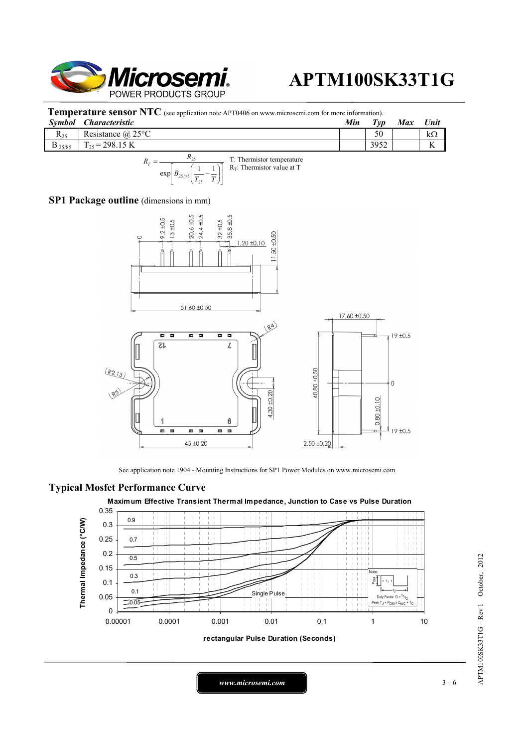## Temperature sensor NTC (see application note APT0406 on www.microsemi.com for more information).

| Symbol | Characteristic | Min | Typ | Max | Unit |
|---|---|---|---|---|---|
| $R_{25}$ | Resistance @ 25°C | | 50 | | kΩ |
| $B_{25/85}$ | $T_{25}$ = 298.15 K | | 3952 | | K |

$$R_T = \frac{R_{25}}{\exp\left[B_{25/85}\left(\frac{1}{T_{25}} - \frac{1}{T}\right)\right]}$$

T: Thermistor temperature
$R_T$: Thermistor value at T

## SP1 Package outline (dimensions in mm)

See application note 1904 - Mounting Instructions for SP1 Power Modules on www.microsemi.com

## Typical Mosfet Performance Curve

Maximum Effective Transient Thermal Impedance, Junction to Case vs Pulse Duration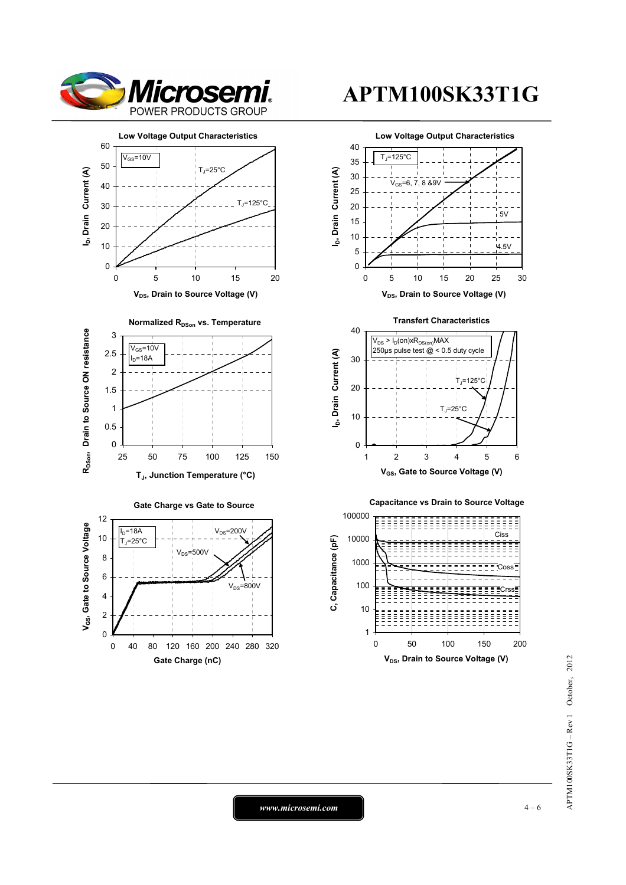**Low Voltage Output Characteristics**

$V_{GS}$=10V; $T_J$=25°C; $T_J$=125°C

$I_D$, Drain Current (A) vs. $V_{DS}$, Drain to Source Voltage (V)

**Low Voltage Output Characteristics**

$T_J$=125°C; $V_{GS}$=6, 7, 8 &9V; 5V; 4.5V

$I_D$, Drain Current (A) vs. $V_{DS}$, Drain to Source Voltage (V)

**Normalized $R_{DSon}$ vs. Temperature**

$V_{GS}$=10V; $I_D$=18A

$R_{DSon}$, Drain to Source ON resistance vs. $T_J$, Junction Temperature (°C)

**Transfert Characteristics**

$V_{DS} > I_D(on) x R_{DS(on)}MAX$; 250µs pulse test @ < 0.5 duty cycle; $T_J$=125°C; $T_J$=25°C

$I_D$, Drain Current (A) vs. $V_{GS}$, Gate to Source Voltage (V)

**Gate Charge vs Gate to Source**

$I_D$=18A; $T_J$=25°C; $V_{DS}$=200V; $V_{DS}$=500V; $V_{DS}$=800V

$V_{GS}$, Gate to Source Voltage vs. Gate Charge (nC)

**Capacitance vs Drain to Source Voltage**

Ciss; Coss; Crss

C, Capacitance (pF) vs. $V_{DS}$, Drain to Source Voltage (V)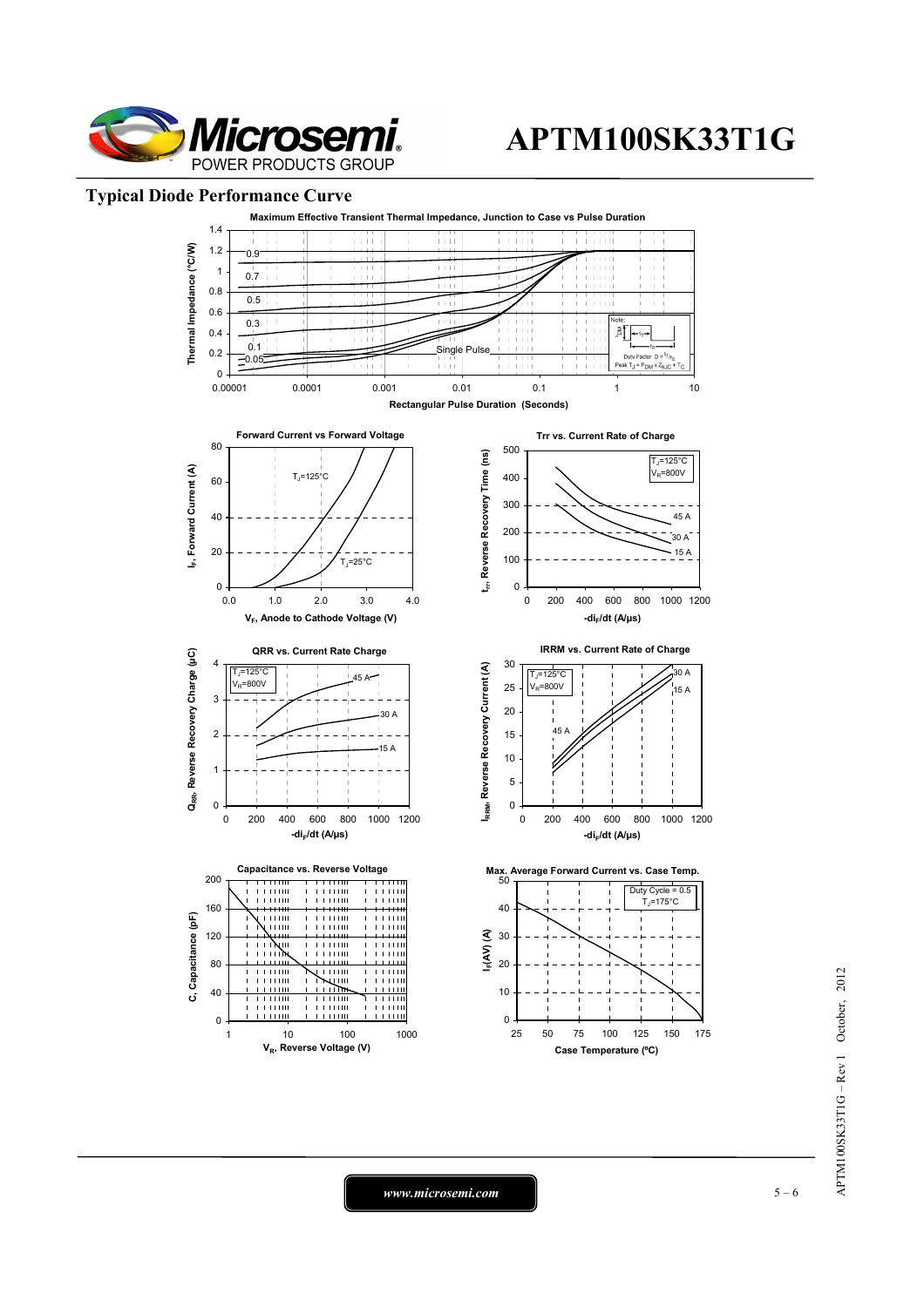## Typical Diode Performance Curve

**Maximum Effective Transient Thermal Impedance, Junction to Case vs Pulse Duration**

Thermal Impedance (°C/W) vs Rectangular Pulse Duration (Seconds)

Curves: 0.9, 0.7, 0.5, 0.3, 0.1, 0.05, Single Pulse

Note: Duty Factor $D = t_1/t_2$; Peak $T_J = P_{DM} \times Z_{\theta JC} + T_C$

**Forward Current vs Forward Voltage**

$I_F$, Forward Current (A) vs $V_F$, Anode to Cathode Voltage (V)

Curves: $T_J$=125°C, $T_J$=25°C

**Trr vs. Current Rate of Charge**

$t_{rr}$, Reverse Recovery Time (ns) vs $-di_F/dt$ (A/µs)

$T_J$=125°C, $V_R$=800V; Curves: 45 A, 30 A, 15 A

**QRR vs. Current Rate Charge**

$Q_{RR}$, Reverse Recovery Charge (µC) vs $-di_F/dt$ (A/µs)

$T_J$=125°C, $V_R$=800V; Curves: 45 A, 30 A, 15 A

**IRRM vs. Current Rate of Charge**

$I_{RRM}$, Reverse Recovery Current (A) vs $-di_F/dt$ (A/µs)

$T_J$=125°C, $V_R$=800V; Curves: 45 A, 30 A, 15 A

**Capacitance vs. Reverse Voltage**

C, Capacitance (pF) vs $V_R$, Reverse Voltage (V)

**Max. Average Forward Current vs. Case Temp.**

$I_{F(AV)}$ (A) vs Case Temperature (ºC)

Duty Cycle = 0.5, $T_J$=175°C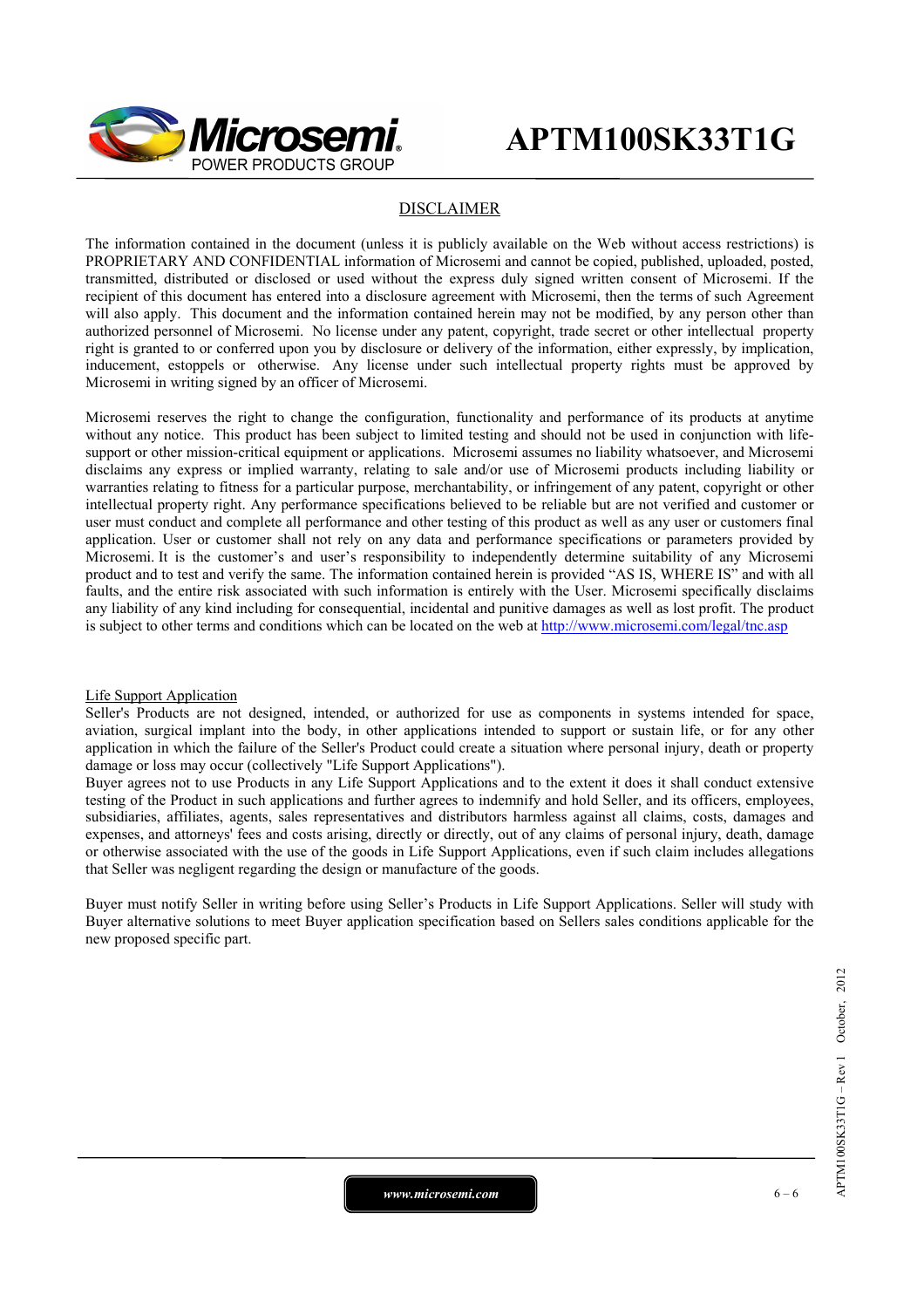## DISCLAIMER

The information contained in the document (unless it is publicly available on the Web without access restrictions) is PROPRIETARY AND CONFIDENTIAL information of Microsemi and cannot be copied, published, uploaded, posted, transmitted, distributed or disclosed or used without the express duly signed written consent of Microsemi. If the recipient of this document has entered into a disclosure agreement with Microsemi, then the terms of such Agreement will also apply. This document and the information contained herein may not be modified, by any person other than authorized personnel of Microsemi. No license under any patent, copyright, trade secret or other intellectual property right is granted to or conferred upon you by disclosure or delivery of the information, either expressly, by implication, inducement, estoppels or otherwise. Any license under such intellectual property rights must be approved by Microsemi in writing signed by an officer of Microsemi.

Microsemi reserves the right to change the configuration, functionality and performance of its products at anytime without any notice. This product has been subject to limited testing and should not be used in conjunction with life-support or other mission-critical equipment or applications. Microsemi assumes no liability whatsoever, and Microsemi disclaims any express or implied warranty, relating to sale and/or use of Microsemi products including liability or warranties relating to fitness for a particular purpose, merchantability, or infringement of any patent, copyright or other intellectual property right. Any performance specifications believed to be reliable but are not verified and customer or user must conduct and complete all performance and other testing of this product as well as any user or customers final application. User or customer shall not rely on any data and performance specifications or parameters provided by Microsemi. It is the customer's and user's responsibility to independently determine suitability of any Microsemi product and to test and verify the same. The information contained herein is provided "AS IS, WHERE IS" and with all faults, and the entire risk associated with such information is entirely with the User. Microsemi specifically disclaims any liability of any kind including for consequential, incidental and punitive damages as well as lost profit. The product is subject to other terms and conditions which can be located on the web at http://www.microsemi.com/legal/tnc.asp

### Life Support Application

Seller's Products are not designed, intended, or authorized for use as components in systems intended for space, aviation, surgical implant into the body, in other applications intended to support or sustain life, or for any other application in which the failure of the Seller's Product could create a situation where personal injury, death or property damage or loss may occur (collectively "Life Support Applications").

Buyer agrees not to use Products in any Life Support Applications and to the extent it does it shall conduct extensive testing of the Product in such applications and further agrees to indemnify and hold Seller, and its officers, employees, subsidiaries, affiliates, agents, sales representatives and distributors harmless against all claims, costs, damages and expenses, and attorneys' fees and costs arising, directly or indirectly, out of any claims of personal injury, death, damage or otherwise associated with the use of the goods in Life Support Applications, even if such claim includes allegations that Seller was negligent regarding the design or manufacture of the goods.

Buyer must notify Seller in writing before using Seller's Products in Life Support Applications. Seller will study with Buyer alternative solutions to meet Buyer application specification based on Sellers sales conditions applicable for the new proposed specific part.